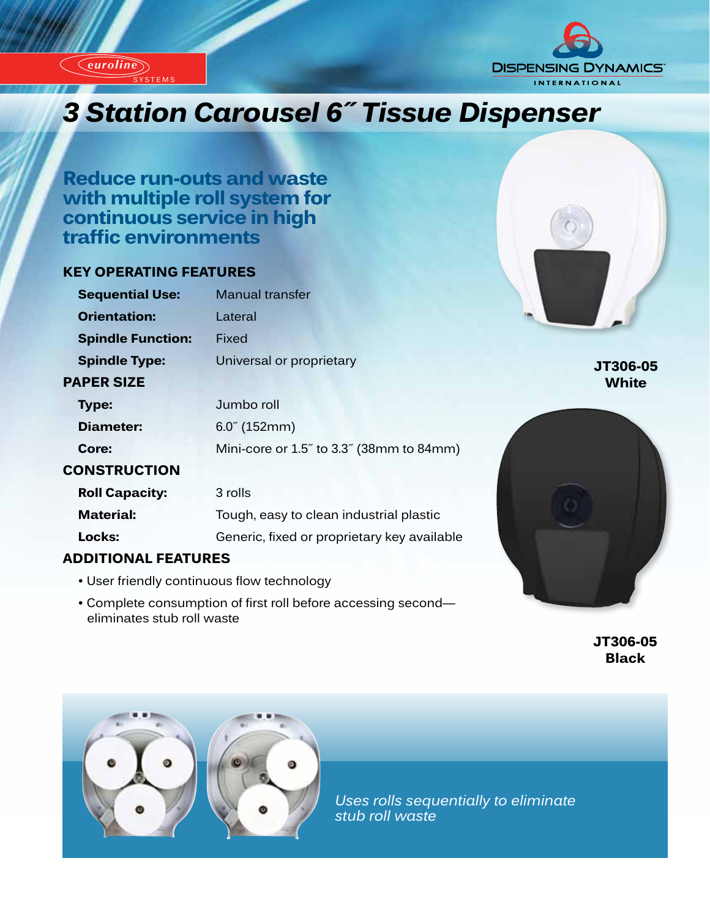euroline SYSTEMS

DISPENSING DYNAMICS INTERNATIONAL

# 3 Station Carousel 6˝ Tissue Dispenser

## Reduce run-outs and waste with multiple roll system for continuous service in high traffic environments

### KEY OPERATING FEATURES

| | |
|---|---|
| **Sequential Use:** | Manual transfer |
| **Orientation:** | Lateral |
| **Spindle Function:** | Fixed |
| **Spindle Type:** | Universal or proprietary |

### PAPER SIZE

| | |
|---|---|
| **Type:** | Jumbo roll |
| **Diameter:** | 6.0˝ (152mm) |
| **Core:** | Mini-core or 1.5˝ to 3.3˝ (38mm to 84mm) |

### CONSTRUCTION

| | |
|---|---|
| **Roll Capacity:** | 3 rolls |
| **Material:** | Tough, easy to clean industrial plastic |
| **Locks:** | Generic, fixed or proprietary key available |

### ADDITIONAL FEATURES

- User friendly continuous flow technology
- Complete consumption of first roll before accessing second—eliminates stub roll waste

**JT306-05**
**White**

**JT306-05**
**Black**

*Uses rolls sequentially to eliminate stub roll waste*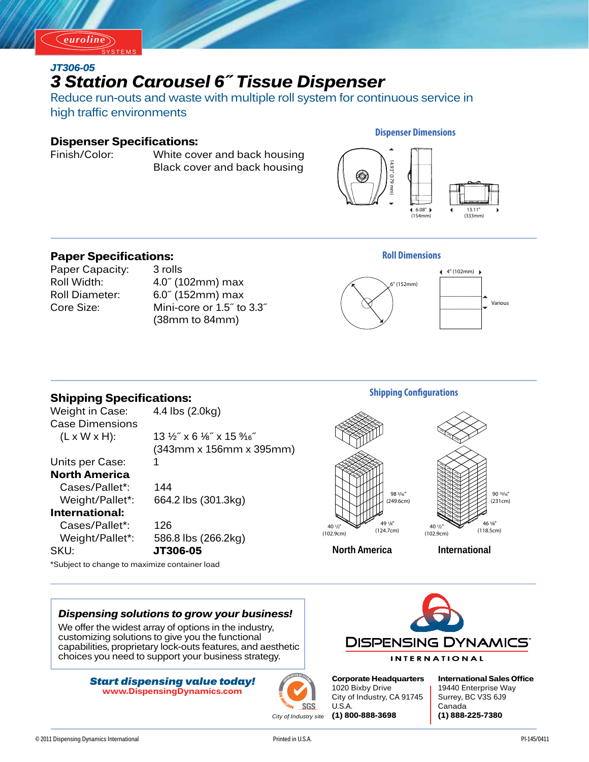euroline SYSTEMS

*JT306-05*

# *3 Station Carousel 6˝ Tissue Dispenser*

Reduce run-outs and waste with multiple roll system for continuous service in high traffic environments

## Dispenser Specifications:

| | |
|---|---|
| Finish/Color: | White cover and back housing<br>Black cover and back housing |

**Dispenser Dimensions**

14.93" (379 mm)

6.08" (154mm)

13.11" (333mm)

## Paper Specifications:

| | |
|---|---|
| Paper Capacity: | 3 rolls |
| Roll Width: | 4.0˝ (102mm) max |
| Roll Diameter: | 6.0˝ (152mm) max |
| Core Size: | Mini-core or 1.5˝ to 3.3˝ (38mm to 84mm) |

**Roll Dimensions**

6" (152mm)

4" (102mm)

Various

## Shipping Specifications:

| | |
|---|---|
| Weight in Case: | 4.4 lbs (2.0kg) |
| Case Dimensions (L x W x H): | 13 ½˝ x 6 ⅛˝ x 15 9⁄16˝ (343mm x 156mm x 395mm) |
| Units per Case: | 1 |
| **North America** | |
| Cases/Pallet*: | 144 |
| Weight/Pallet*: | 664.2 lbs (301.3kg) |
| **International:** | |
| Cases/Pallet*: | 126 |
| Weight/Pallet*: | 586.8 lbs (266.2kg) |
| SKU: | **JT306-05** |

*Subject to change to maximize container load

**Shipping Configurations**

98 5⁄16" (249.6cm)

40 ½" (102.9cm)

49 ⅛" (124.7cm)

**North America**

90 15⁄16" (231cm)

40 ½" (102.9cm)

46 ⅝" (118.5cm)

**International**

***Dispensing solutions to grow your business!***

We offer the widest array of options in the industry, customizing solutions to give you the functional capabilities, proprietary lock-outs features, and aesthetic choices you need to support your business strategy.

***Start dispensing value today!***
**www.DispensingDynamics.com**

ISO 9001:2008 SGS
*City of Industry site*

DISPENSING DYNAMICS INTERNATIONAL

**Corporate Headquarters**
1020 Bixby Drive
City of Industry, CA 91745
U.S.A.
**(1) 800-888-3698**

**International Sales Office**
19440 Enterprise Way
Surrey, BC V3S 6J9
Canada
**(1) 888-225-7380**

© 2011 Dispensing Dynamics International

Printed in U.S.A.

PI-145/0411